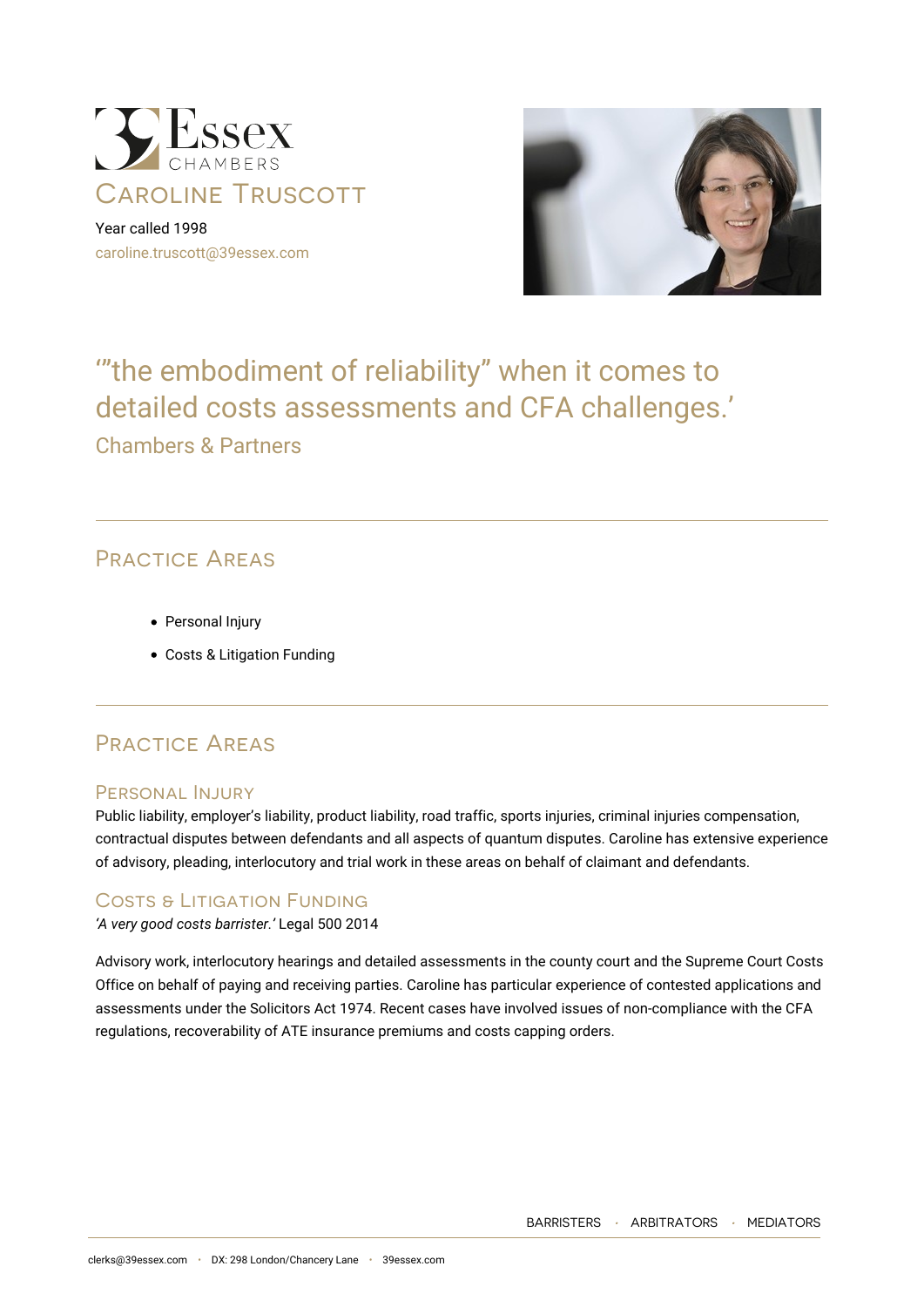# Caroline Truscott

Year called 1998

caroline.truscott@39essex.com

> '"the embodiment of reliability" when it comes to detailed costs assessments and CFA challenges.'
>
> Chambers & Partners

## Practice Areas

- Personal Injury
- Costs & Litigation Funding

## Practice Areas

### Personal Injury

Public liability, employer's liability, product liability, road traffic, sports injuries, criminal injuries compensation, contractual disputes between defendants and all aspects of quantum disputes. Caroline has extensive experience of advisory, pleading, interlocutory and trial work in these areas on behalf of claimant and defendants.

### Costs & Litigation Funding

*'A very good costs barrister.'* Legal 500 2014

Advisory work, interlocutory hearings and detailed assessments in the county court and the Supreme Court Costs Office on behalf of paying and receiving parties. Caroline has particular experience of contested applications and assessments under the Solicitors Act 1974. Recent cases have involved issues of non-compliance with the CFA regulations, recoverability of ATE insurance premiums and costs capping orders.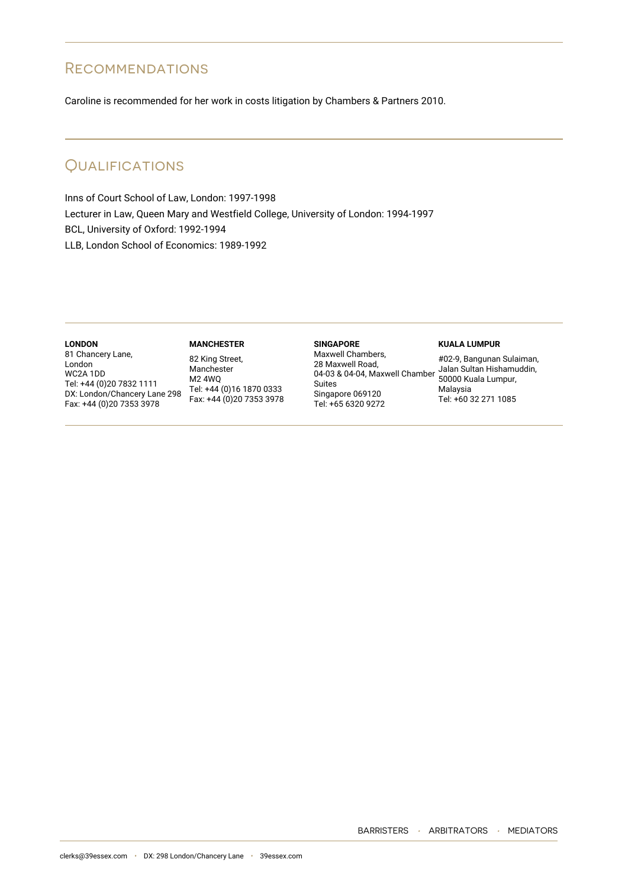## Recommendations

Caroline is recommended for her work in costs litigation by Chambers & Partners 2010.

## Qualifications

Inns of Court School of Law, London: 1997-1998
Lecturer in Law, Queen Mary and Westfield College, University of London: 1994-1997
BCL, University of Oxford: 1992-1994
LLB, London School of Economics: 1989-1992

**LONDON**
81 Chancery Lane,
London
WC2A 1DD
Tel: +44 (0)20 7832 1111
DX: London/Chancery Lane 298
Fax: +44 (0)20 7353 3978

**MANCHESTER**
82 King Street,
Manchester
M2 4WQ
Tel: +44 (0)16 1870 0333
Fax: +44 (0)20 7353 3978

**SINGAPORE**
Maxwell Chambers,
28 Maxwell Road,
04-03 & 04-04, Maxwell Chamber Suites
Singapore 069120
Tel: +65 6320 9272

**KUALA LUMPUR**
#02-9, Bangunan Sulaiman,
Jalan Sultan Hishamuddin,
50000 Kuala Lumpur,
Malaysia
Tel: +60 32 271 1085